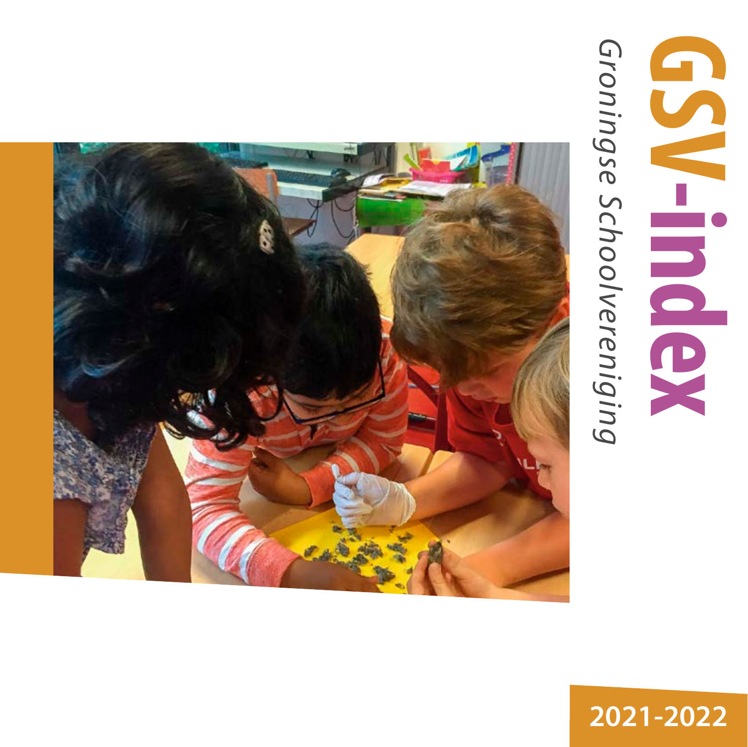# GSV-index

*Groningse Schoolvereniging*

2021-2022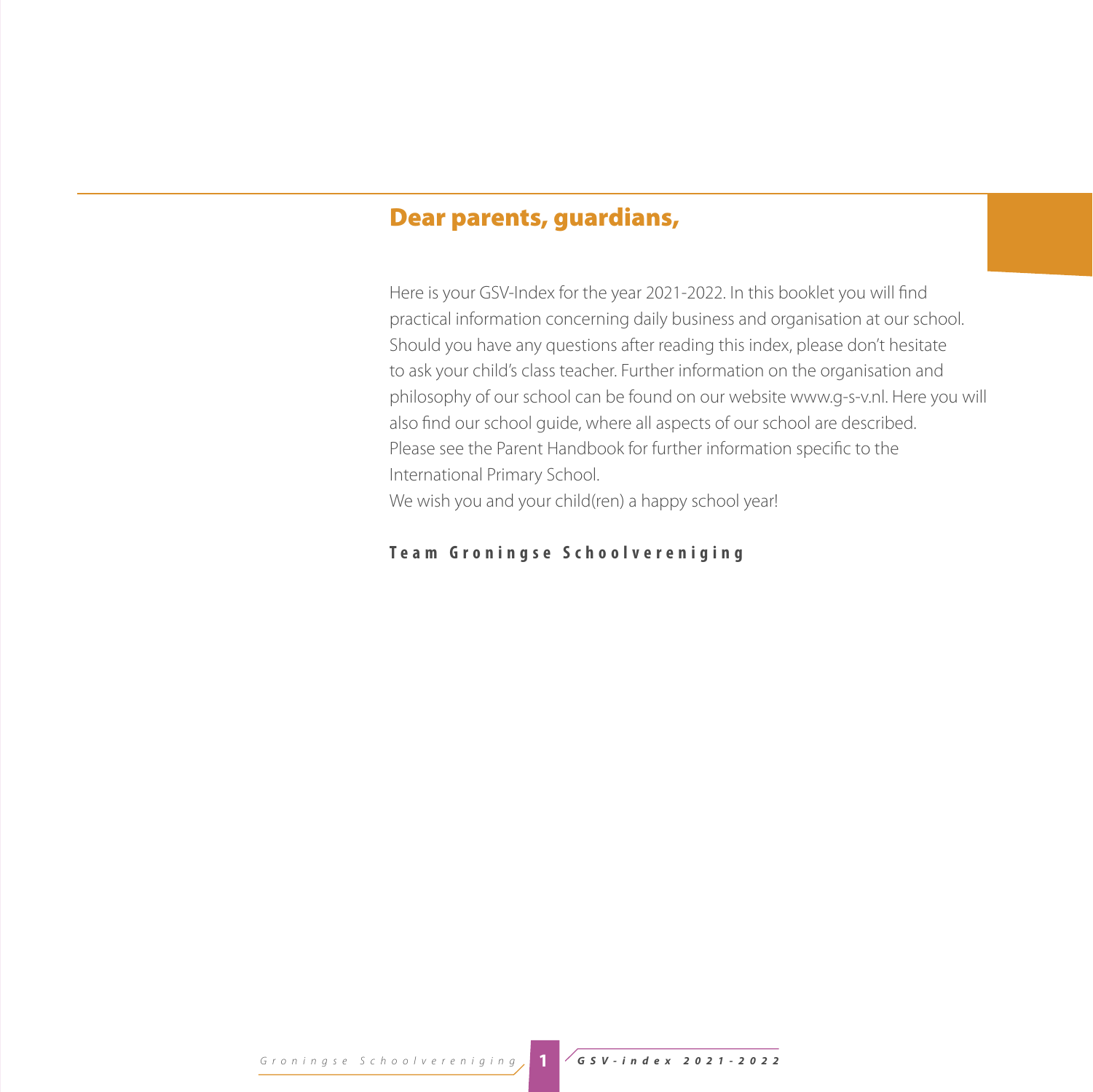## Dear parents, guardians,

Here is your GSV-Index for the year 2021-2022. In this booklet you will find practical information concerning daily business and organisation at our school. Should you have any questions after reading this index, please don't hesitate to ask your child's class teacher. Further information on the organisation and philosophy of our school can be found on our website www.g-s-v.nl. Here you will also find our school guide, where all aspects of our school are described. Please see the Parent Handbook for further information specific to the International Primary School.
We wish you and your child(ren) a happy school year!

**Team Groningse Schoolvereniging**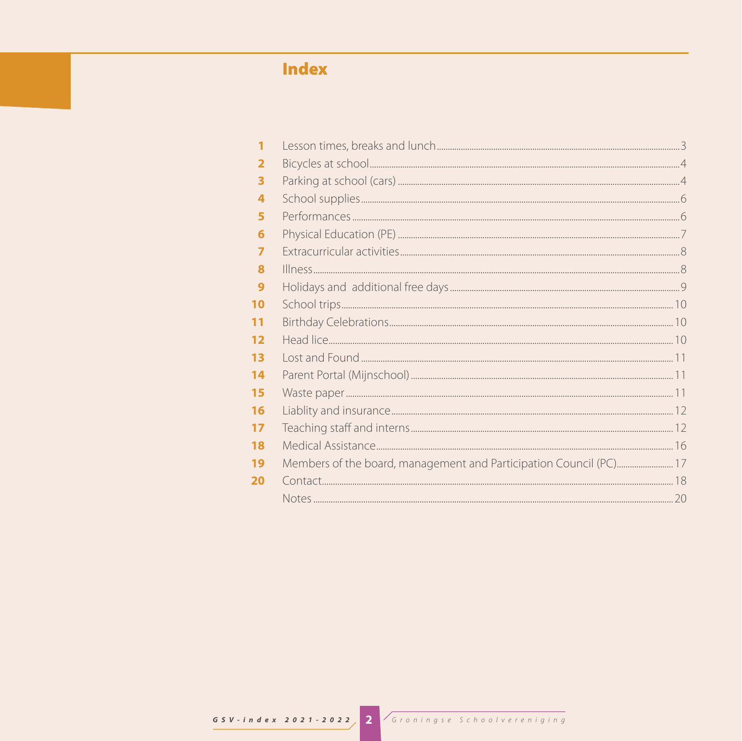# Index

| | | |
|---|---|---|
| 1 | Lesson times, breaks and lunch | 3 |
| 2 | Bicycles at school | 4 |
| 3 | Parking at school (cars) | 4 |
| 4 | School supplies | 6 |
| 5 | Performances | 6 |
| 6 | Physical Education (PE) | 7 |
| 7 | Extracurricular activities | 8 |
| 8 | Illness | 8 |
| 9 | Holidays and additional free days | 9 |
| 10 | School trips | 10 |
| 11 | Birthday Celebrations | 10 |
| 12 | Head lice | 10 |
| 13 | Lost and Found | 11 |
| 14 | Parent Portal (Mijnschool) | 11 |
| 15 | Waste paper | 11 |
| 16 | Liablity and insurance | 12 |
| 17 | Teaching staff and interns | 12 |
| 18 | Medical Assistance | 16 |
| 19 | Members of the board, management and Participation Council (PC) | 17 |
| 20 | Contact | 18 |
| | Notes | 20 |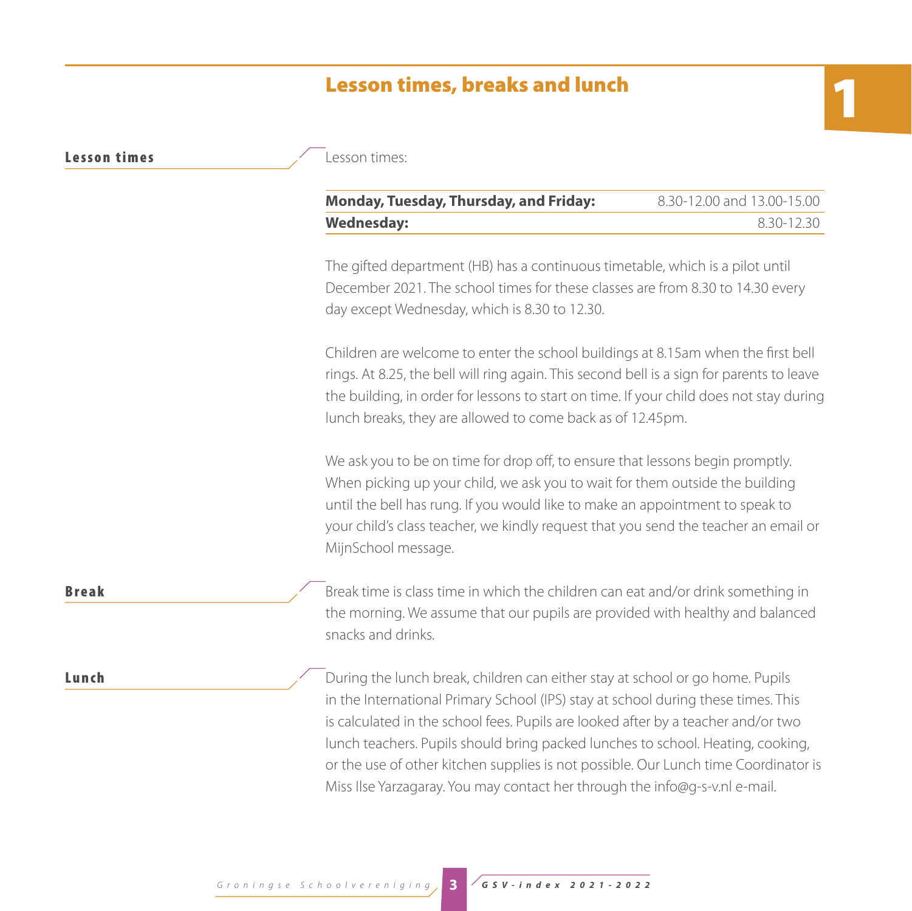# 1 Lesson times, breaks and lunch

## Lesson times

Lesson times:

| | |
|---|---|
| **Monday, Tuesday, Thursday, and Friday:** | 8.30-12.00 and 13.00-15.00 |
| **Wednesday:** | 8.30-12.30 |

The gifted department (HB) has a continuous timetable, which is a pilot until December 2021. The school times for these classes are from 8.30 to 14.30 every day except Wednesday, which is 8.30 to 12.30.

Children are welcome to enter the school buildings at 8.15am when the first bell rings. At 8.25, the bell will ring again. This second bell is a sign for parents to leave the building, in order for lessons to start on time. If your child does not stay during lunch breaks, they are allowed to come back as of 12.45pm.

We ask you to be on time for drop off, to ensure that lessons begin promptly. When picking up your child, we ask you to wait for them outside the building until the bell has rung. If you would like to make an appointment to speak to your child's class teacher, we kindly request that you send the teacher an email or MijnSchool message.

## Break

Break time is class time in which the children can eat and/or drink something in the morning. We assume that our pupils are provided with healthy and balanced snacks and drinks.

## Lunch

During the lunch break, children can either stay at school or go home. Pupils in the International Primary School (IPS) stay at school during these times. This is calculated in the school fees. Pupils are looked after by a teacher and/or two lunch teachers. Pupils should bring packed lunches to school. Heating, cooking, or the use of other kitchen supplies is not possible. Our Lunch time Coordinator is Miss Ilse Yarzagaray. You may contact her through the info@g-s-v.nl e-mail.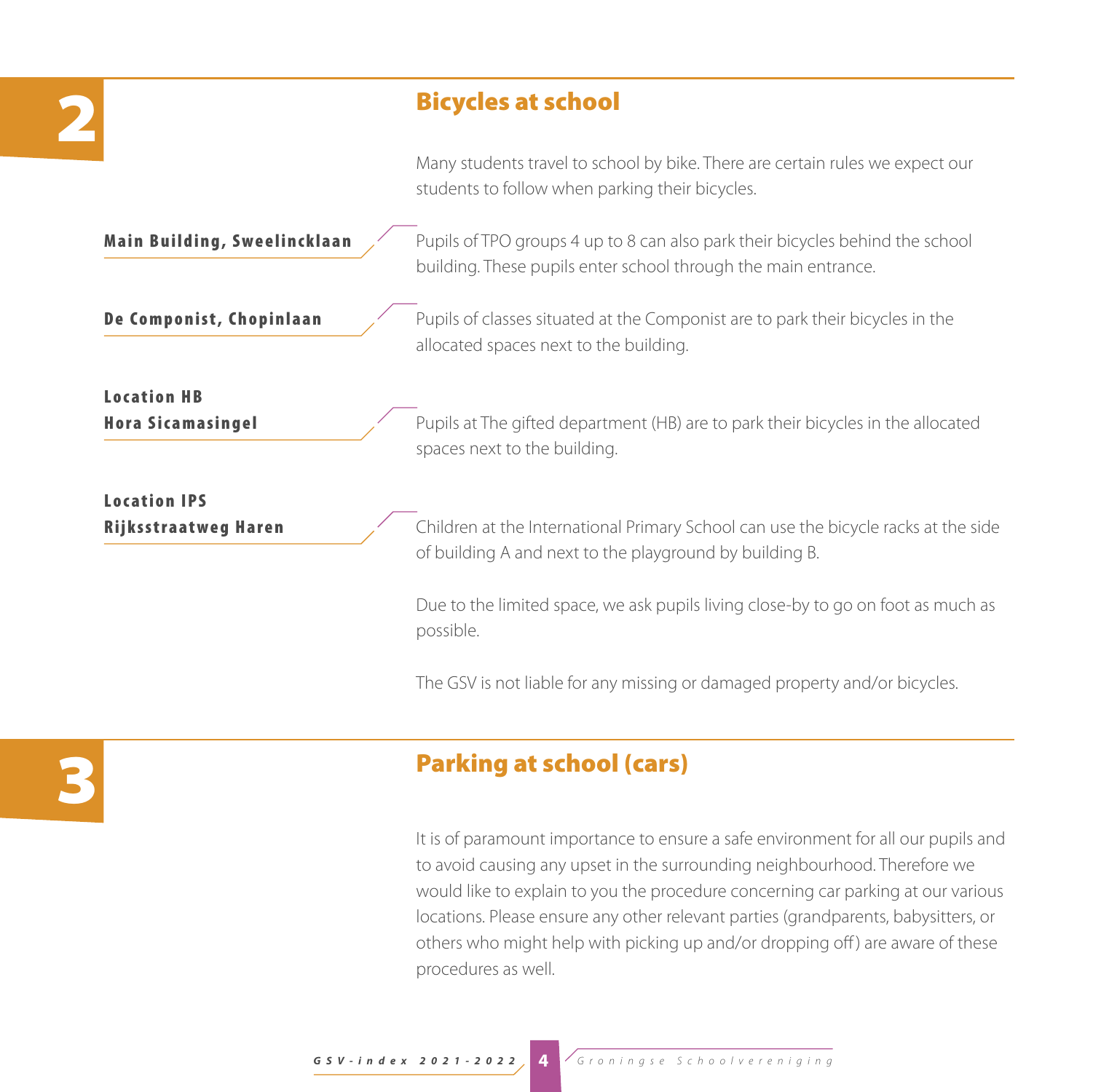## 2 Bicycles at school

Many students travel to school by bike. There are certain rules we expect our students to follow when parking their bicycles.

**Main Building, Sweelincklaan**

Pupils of TPO groups 4 up to 8 can also park their bicycles behind the school building. These pupils enter school through the main entrance.

**De Componist, Chopinlaan**

Pupils of classes situated at the Componist are to park their bicycles in the allocated spaces next to the building.

**Location HB**
**Hora Sicamasingel**

Pupils at The gifted department (HB) are to park their bicycles in the allocated spaces next to the building.

**Location IPS**
**Rijksstraatweg Haren**

Children at the International Primary School can use the bicycle racks at the side of building A and next to the playground by building B.

Due to the limited space, we ask pupils living close-by to go on foot as much as possible.

The GSV is not liable for any missing or damaged property and/or bicycles.

## 3 Parking at school (cars)

It is of paramount importance to ensure a safe environment for all our pupils and to avoid causing any upset in the surrounding neighbourhood. Therefore we would like to explain to you the procedure concerning car parking at our various locations. Please ensure any other relevant parties (grandparents, babysitters, or others who might help with picking up and/or dropping off) are aware of these procedures as well.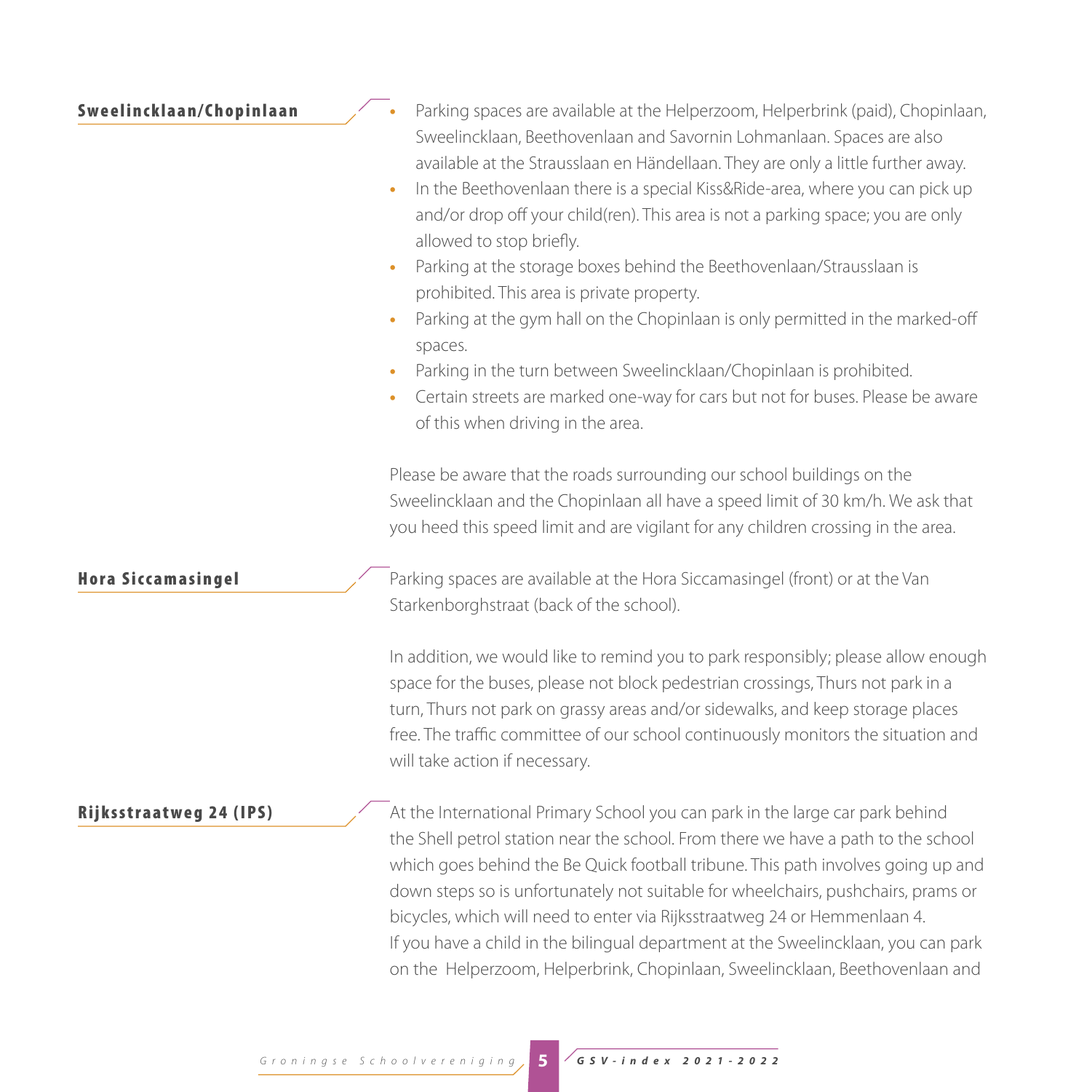### Sweelincklaan/Chopinlaan

- Parking spaces are available at the Helperzoom, Helperbrink (paid), Chopinlaan, Sweelincklaan, Beethovenlaan and Savornin Lohmanlaan. Spaces are also available at the Strausslaan en Händellaan. They are only a little further away.
- In the Beethovenlaan there is a special Kiss&Ride-area, where you can pick up and/or drop off your child(ren). This area is not a parking space; you are only allowed to stop briefly.
- Parking at the storage boxes behind the Beethovenlaan/Strausslaan is prohibited. This area is private property.
- Parking at the gym hall on the Chopinlaan is only permitted in the marked-off spaces.
- Parking in the turn between Sweelincklaan/Chopinlaan is prohibited.
- Certain streets are marked one-way for cars but not for buses. Please be aware of this when driving in the area.

Please be aware that the roads surrounding our school buildings on the Sweelincklaan and the Chopinlaan all have a speed limit of 30 km/h. We ask that you heed this speed limit and are vigilant for any children crossing in the area.

### Hora Siccamasingel

Parking spaces are available at the Hora Siccamasingel (front) or at the Van Starkenborghstraat (back of the school).

In addition, we would like to remind you to park responsibly; please allow enough space for the buses, please not block pedestrian crossings, Thurs not park in a turn, Thurs not park on grassy areas and/or sidewalks, and keep storage places free. The traffic committee of our school continuously monitors the situation and will take action if necessary.

### Rijksstraatweg 24 (IPS)

At the International Primary School you can park in the large car park behind the Shell petrol station near the school. From there we have a path to the school which goes behind the Be Quick football tribune. This path involves going up and down steps so is unfortunately not suitable for wheelchairs, pushchairs, prams or bicycles, which will need to enter via Rijksstraatweg 24 or Hemmenlaan 4.
If you have a child in the bilingual department at the Sweelincklaan, you can park on the Helperzoom, Helperbrink, Chopinlaan, Sweelincklaan, Beethovenlaan and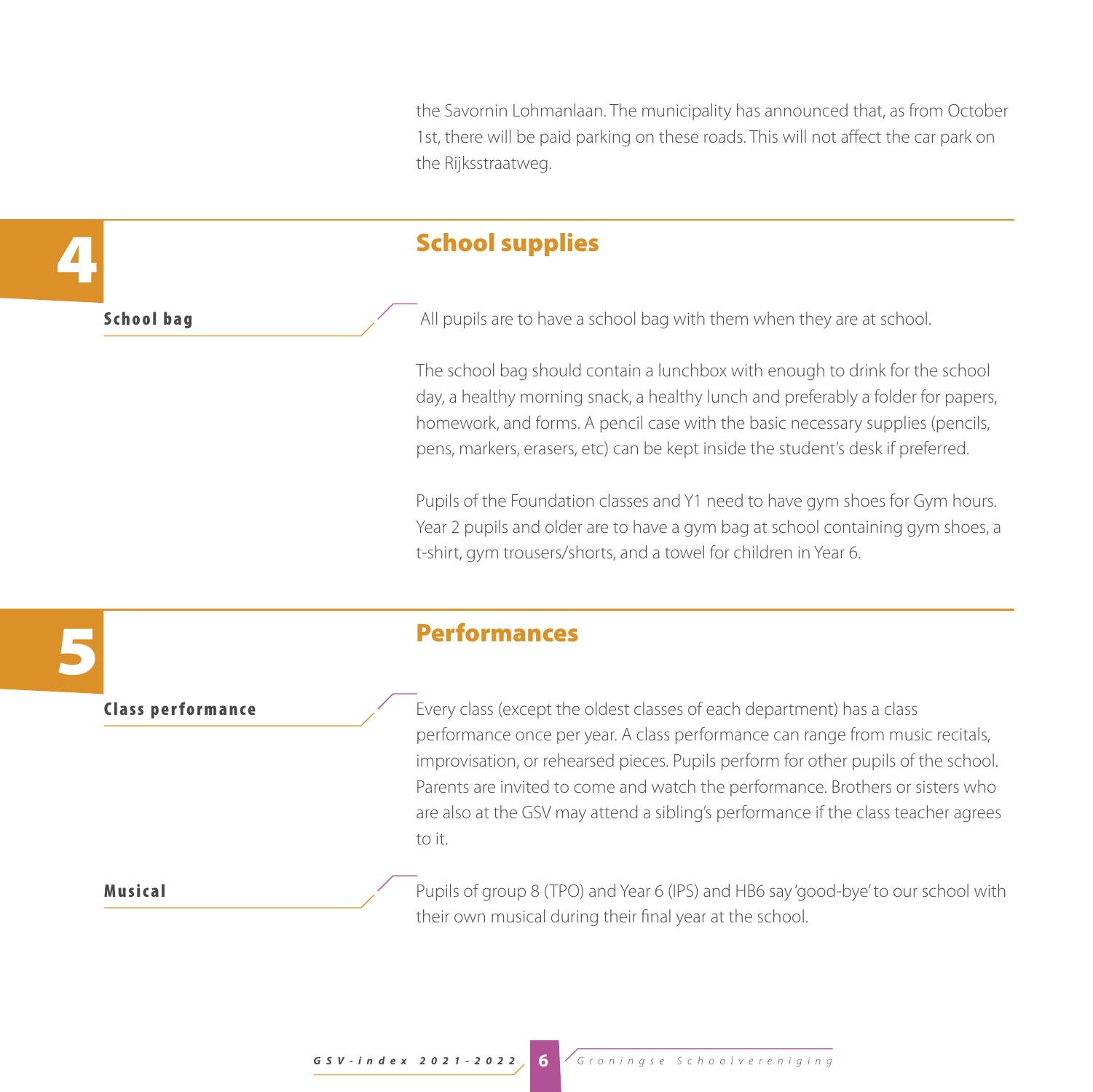the Savornin Lohmanlaan. The municipality has announced that, as from October 1st, there will be paid parking on these roads. This will not affect the car park on the Rijksstraatweg.

## 4 School supplies

**School bag**

All pupils are to have a school bag with them when they are at school.

The school bag should contain a lunchbox with enough to drink for the school day, a healthy morning snack, a healthy lunch and preferably a folder for papers, homework, and forms. A pencil case with the basic necessary supplies (pencils, pens, markers, erasers, etc) can be kept inside the student's desk if preferred.

Pupils of the Foundation classes and Y1 need to have gym shoes for Gym hours. Year 2 pupils and older are to have a gym bag at school containing gym shoes, a t-shirt, gym trousers/shorts, and a towel for children in Year 6.

## 5 Performances

**Class performance**

Every class (except the oldest classes of each department) has a class performance once per year. A class performance can range from music recitals, improvisation, or rehearsed pieces. Pupils perform for other pupils of the school. Parents are invited to come and watch the performance. Brothers or sisters who are also at the GSV may attend a sibling's performance if the class teacher agrees to it.

**Musical**

Pupils of group 8 (TPO) and Year 6 (IPS) and HB6 say 'good-bye' to our school with their own musical during their final year at the school.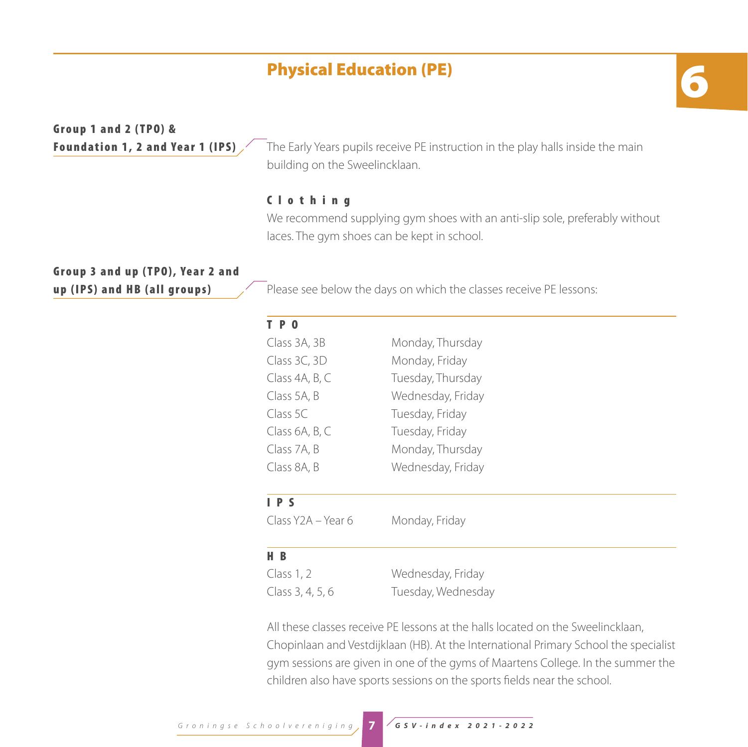# Physical Education (PE)

6

**Group 1 and 2 (TPO) & Foundation 1, 2 and Year 1 (IPS)**

The Early Years pupils receive PE instruction in the play halls inside the main building on the Sweelincklaan.

**Clothing**

We recommend supplying gym shoes with an anti-slip sole, preferably without laces. The gym shoes can be kept in school.

**Group 3 and up (TPO), Year 2 and up (IPS) and HB (all groups)**

Please see below the days on which the classes receive PE lessons:

**TPO**

| Class | Days |
|---|---|
| Class 3A, 3B | Monday, Thursday |
| Class 3C, 3D | Monday, Friday |
| Class 4A, B, C | Tuesday, Thursday |
| Class 5A, B | Wednesday, Friday |
| Class 5C | Tuesday, Friday |
| Class 6A, B, C | Tuesday, Friday |
| Class 7A, B | Monday, Thursday |
| Class 8A, B | Wednesday, Friday |

**IPS**

| Class | Days |
|---|---|
| Class Y2A – Year 6 | Monday, Friday |

**HB**

| Class | Days |
|---|---|
| Class 1, 2 | Wednesday, Friday |
| Class 3, 4, 5, 6 | Tuesday, Wednesday |

All these classes receive PE lessons at the halls located on the Sweelincklaan, Chopinlaan and Vestdijklaan (HB). At the International Primary School the specialist gym sessions are given in one of the gyms of Maartens College. In the summer the children also have sports sessions on the sports fields near the school.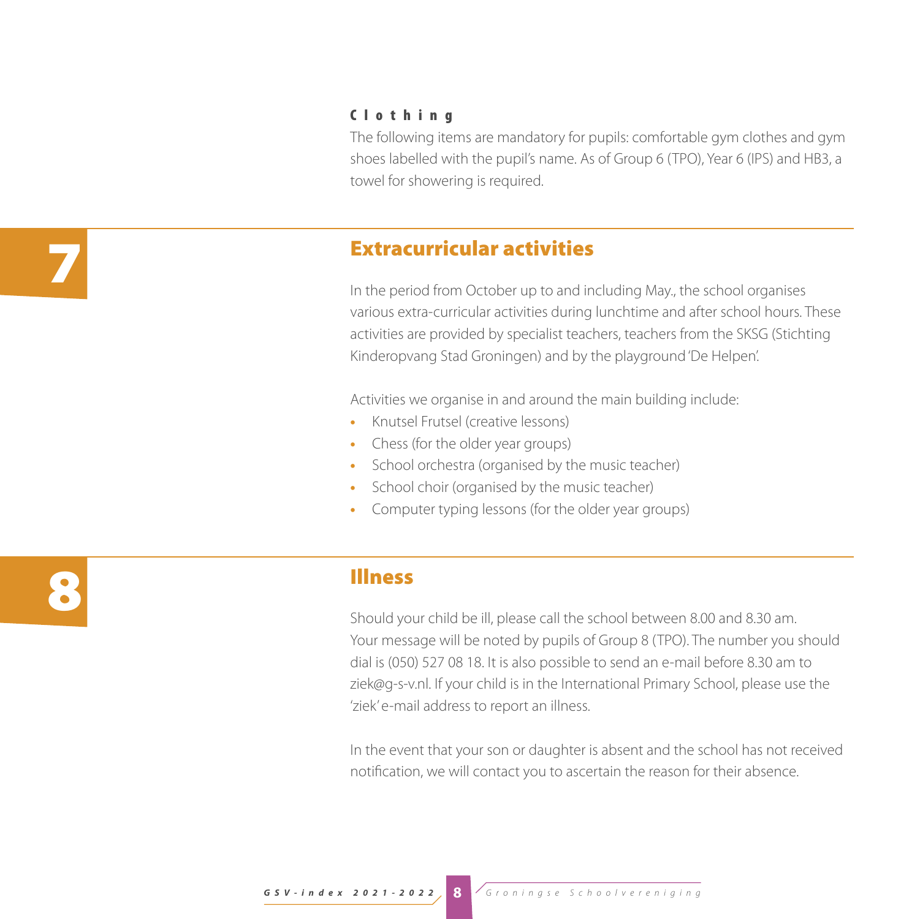### Clothing

The following items are mandatory for pupils: comfortable gym clothes and gym shoes labelled with the pupil's name. As of Group 6 (TPO), Year 6 (IPS) and HB3, a towel for showering is required.

## 7 Extracurricular activities

In the period from October up to and including May., the school organises various extra-curricular activities during lunchtime and after school hours. These activities are provided by specialist teachers, teachers from the SKSG (Stichting Kinderopvang Stad Groningen) and by the playground 'De Helpen'.

Activities we organise in and around the main building include:

- Knutsel Frutsel (creative lessons)
- Chess (for the older year groups)
- School orchestra (organised by the music teacher)
- School choir (organised by the music teacher)
- Computer typing lessons (for the older year groups)

## 8 Illness

Should your child be ill, please call the school between 8.00 and 8.30 am. Your message will be noted by pupils of Group 8 (TPO). The number you should dial is (050) 527 08 18. It is also possible to send an e-mail before 8.30 am to ziek@g-s-v.nl. If your child is in the International Primary School, please use the 'ziek' e-mail address to report an illness.

In the event that your son or daughter is absent and the school has not received notification, we will contact you to ascertain the reason for their absence.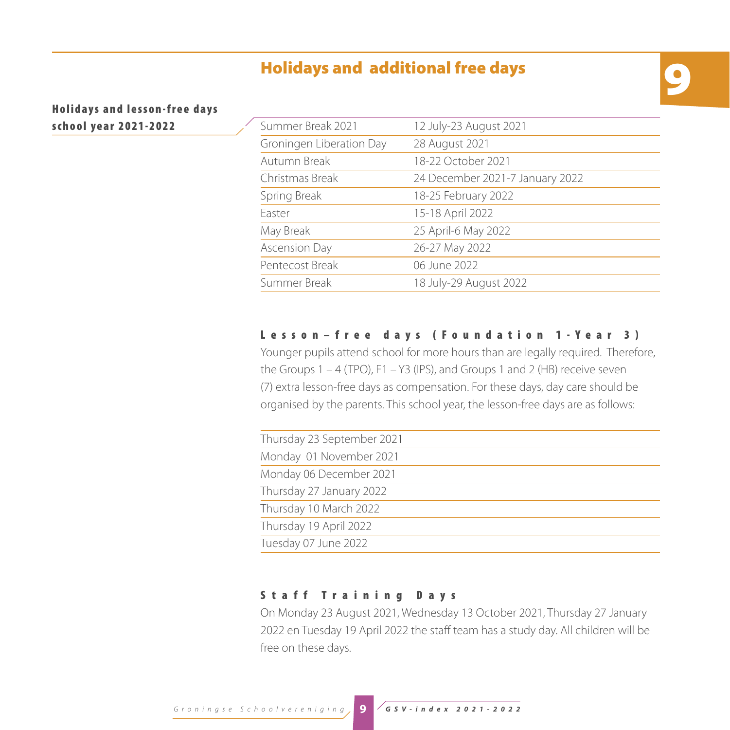# Holidays and additional free days

## Holidays and lesson-free days school year 2021-2022

| | |
|---|---|
| Summer Break 2021 | 12 July-23 August 2021 |
| Groningen Liberation Day | 28 August 2021 |
| Autumn Break | 18-22 October 2021 |
| Christmas Break | 24 December 2021-7 January 2022 |
| Spring Break | 18-25 February 2022 |
| Easter | 15-18 April 2022 |
| May Break | 25 April-6 May 2022 |
| Ascension Day | 26-27 May 2022 |
| Pentecost Break | 06 June 2022 |
| Summer Break | 18 July-29 August 2022 |

### Lesson–free days (Foundation 1-Year 3)

Younger pupils attend school for more hours than are legally required. Therefore, the Groups 1 – 4 (TPO), F1 – Y3 (IPS), and Groups 1 and 2 (HB) receive seven (7) extra lesson-free days as compensation. For these days, day care should be organised by the parents. This school year, the lesson-free days are as follows:

- Thursday 23 September 2021
- Monday 01 November 2021
- Monday 06 December 2021
- Thursday 27 January 2022
- Thursday 10 March 2022
- Thursday 19 April 2022
- Tuesday 07 June 2022

### Staff Training Days

On Monday 23 August 2021, Wednesday 13 October 2021, Thursday 27 January 2022 en Tuesday 19 April 2022 the staff team has a study day. All children will be free on these days.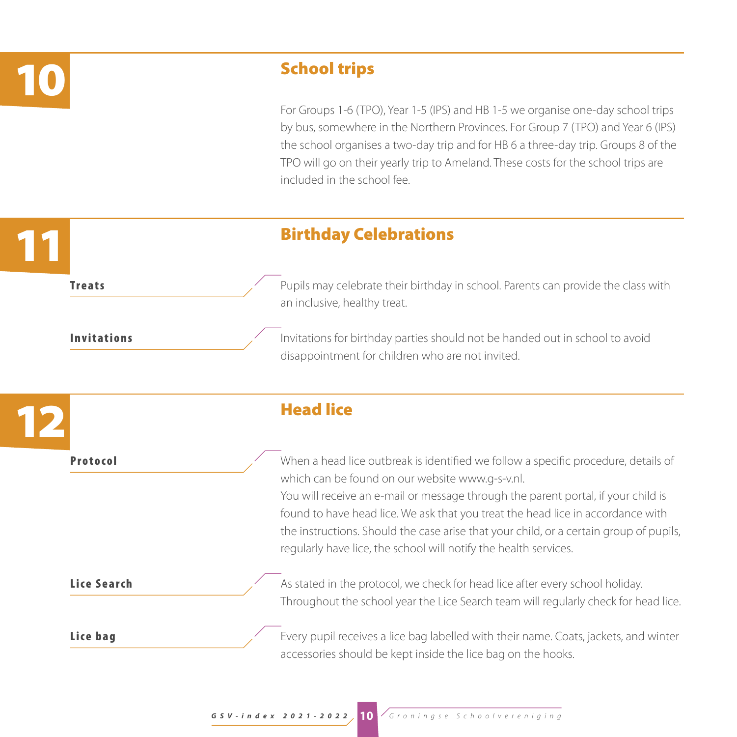## 10 School trips

For Groups 1-6 (TPO), Year 1-5 (IPS) and HB 1-5 we organise one-day school trips by bus, somewhere in the Northern Provinces. For Group 7 (TPO) and Year 6 (IPS) the school organises a two-day trip and for HB 6 a three-day trip. Groups 8 of the TPO will go on their yearly trip to Ameland. These costs for the school trips are included in the school fee.

## 11 Birthday Celebrations

**Treats**

Pupils may celebrate their birthday in school. Parents can provide the class with an inclusive, healthy treat.

**Invitations**

Invitations for birthday parties should not be handed out in school to avoid disappointment for children who are not invited.

## 12 Head lice

**Protocol**

When a head lice outbreak is identified we follow a specific procedure, details of which can be found on our website www.g-s-v.nl.
You will receive an e-mail or message through the parent portal, if your child is found to have head lice. We ask that you treat the head lice in accordance with the instructions. Should the case arise that your child, or a certain group of pupils, regularly have lice, the school will notify the health services.

**Lice Search**

As stated in the protocol, we check for head lice after every school holiday. Throughout the school year the Lice Search team will regularly check for head lice.

**Lice bag**

Every pupil receives a lice bag labelled with their name. Coats, jackets, and winter accessories should be kept inside the lice bag on the hooks.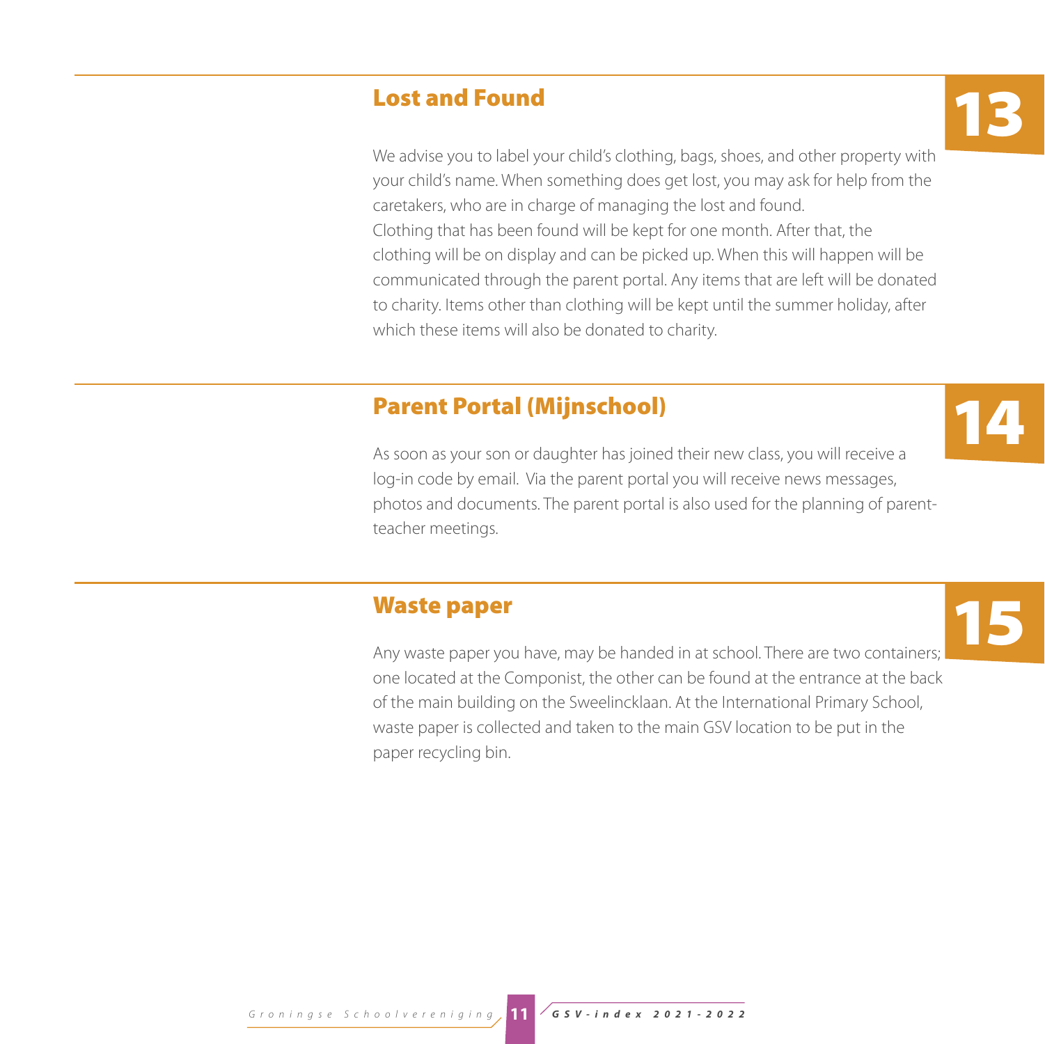## 13 Lost and Found

We advise you to label your child's clothing, bags, shoes, and other property with your child's name. When something does get lost, you may ask for help from the caretakers, who are in charge of managing the lost and found.
Clothing that has been found will be kept for one month. After that, the clothing will be on display and can be picked up. When this will happen will be communicated through the parent portal. Any items that are left will be donated to charity. Items other than clothing will be kept until the summer holiday, after which these items will also be donated to charity.

## 14 Parent Portal (Mijnschool)

As soon as your son or daughter has joined their new class, you will receive a log-in code by email. Via the parent portal you will receive news messages, photos and documents. The parent portal is also used for the planning of parent-teacher meetings.

## 15 Waste paper

Any waste paper you have, may be handed in at school. There are two containers; one located at the Componist, the other can be found at the entrance at the back of the main building on the Sweelincklaan. At the International Primary School, waste paper is collected and taken to the main GSV location to be put in the paper recycling bin.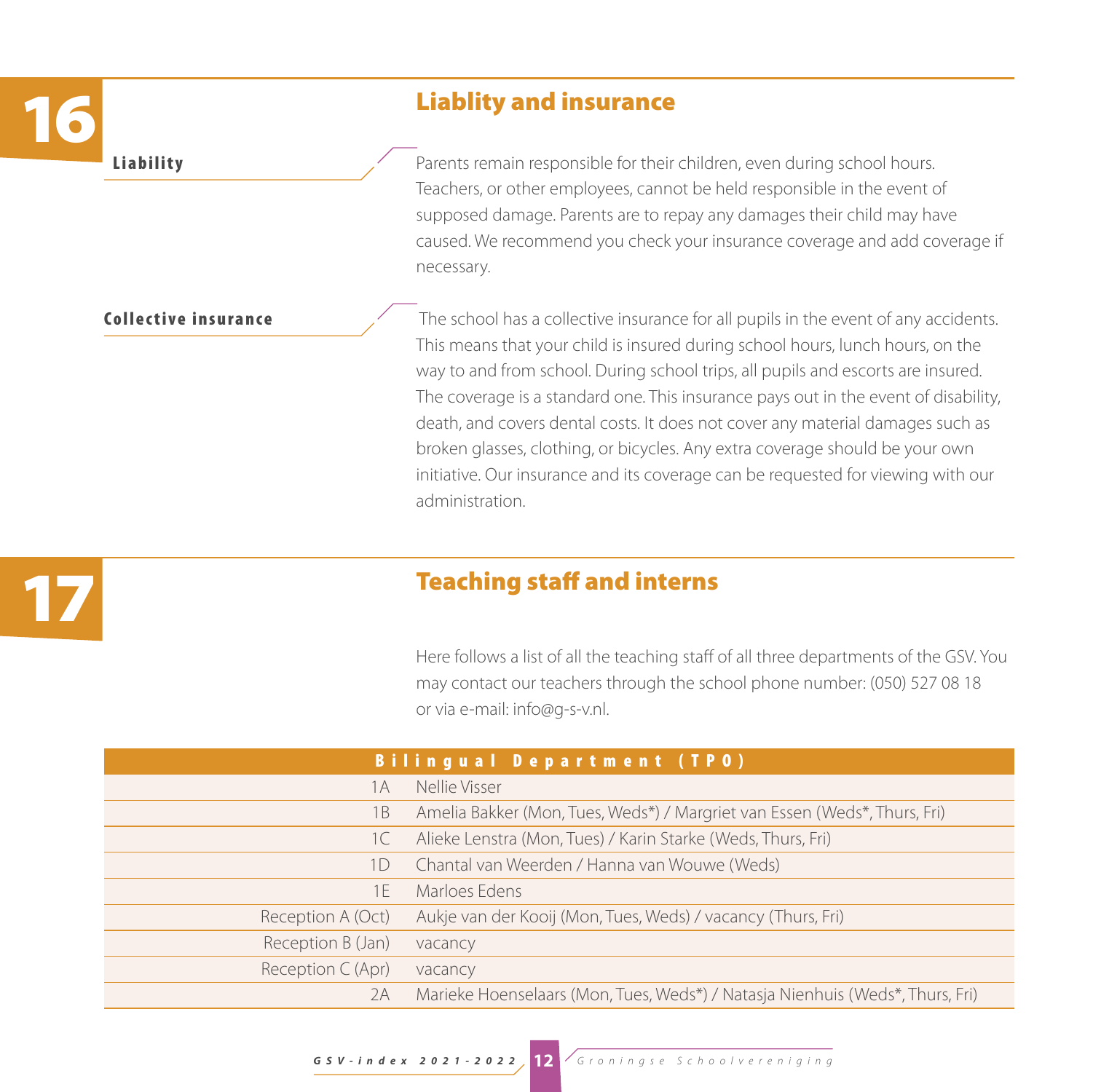## 16 Liablity and insurance

**Liability**

Parents remain responsible for their children, even during school hours. Teachers, or other employees, cannot be held responsible in the event of supposed damage. Parents are to repay any damages their child may have caused. We recommend you check your insurance coverage and add coverage if necessary.

**Collective insurance**

The school has a collective insurance for all pupils in the event of any accidents. This means that your child is insured during school hours, lunch hours, on the way to and from school. During school trips, all pupils and escorts are insured. The coverage is a standard one. This insurance pays out in the event of disability, death, and covers dental costs. It does not cover any material damages such as broken glasses, clothing, or bicycles. Any extra coverage should be your own initiative. Our insurance and its coverage can be requested for viewing with our administration.

## 17 Teaching staff and interns

Here follows a list of all the teaching staff of all three departments of the GSV. You may contact our teachers through the school phone number: (050) 527 08 18 or via e-mail: info@g-s-v.nl.

| Bilingual Department (TPO) | |
|---|---|
| 1A | Nellie Visser |
| 1B | Amelia Bakker (Mon, Tues, Weds*) / Margriet van Essen (Weds*, Thurs, Fri) |
| 1C | Alieke Lenstra (Mon, Tues) / Karin Starke (Weds, Thurs, Fri) |
| 1D | Chantal van Weerden / Hanna van Wouwe (Weds) |
| 1E | Marloes Edens |
| Reception A (Oct) | Aukje van der Kooij (Mon, Tues, Weds) / vacancy (Thurs, Fri) |
| Reception B (Jan) | vacancy |
| Reception C (Apr) | vacancy |
| 2A | Marieke Hoenselaars (Mon, Tues, Weds*) / Natasja Nienhuis (Weds*, Thurs, Fri) |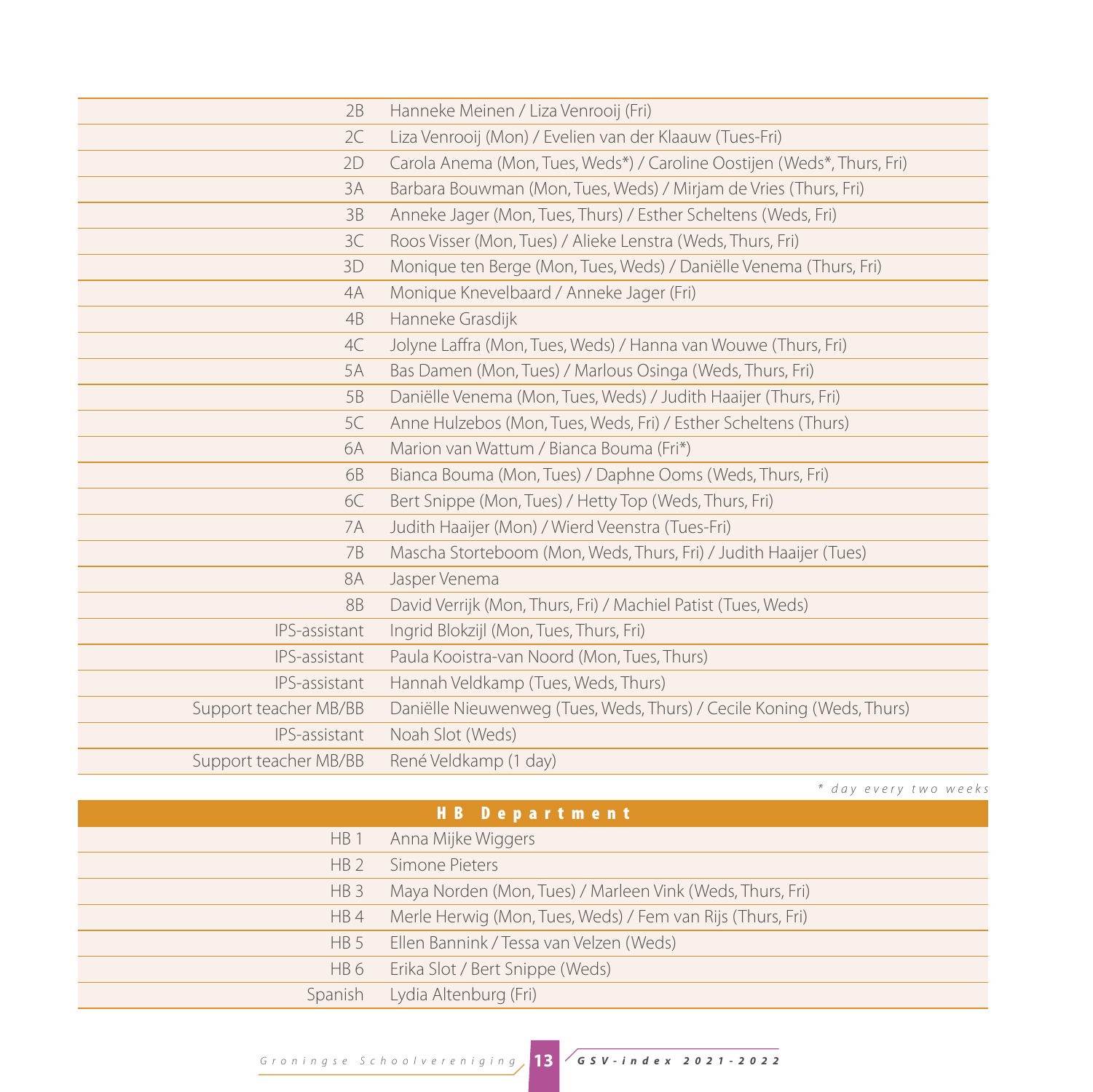| | |
|---|---|
| 2B | Hanneke Meinen / Liza Venrooij (Fri) |
| 2C | Liza Venrooij (Mon) / Evelien van der Klaauw (Tues-Fri) |
| 2D | Carola Anema (Mon, Tues, Weds*) / Caroline Oostijen (Weds*, Thurs, Fri) |
| 3A | Barbara Bouwman (Mon, Tues, Weds) / Mirjam de Vries (Thurs, Fri) |
| 3B | Anneke Jager (Mon, Tues, Thurs) / Esther Scheltens (Weds, Fri) |
| 3C | Roos Visser (Mon, Tues) / Alieke Lenstra (Weds, Thurs, Fri) |
| 3D | Monique ten Berge (Mon, Tues, Weds) / Daniëlle Venema (Thurs, Fri) |
| 4A | Monique Knevelbaard / Anneke Jager (Fri) |
| 4B | Hanneke Grasdijk |
| 4C | Jolyne Laffra (Mon, Tues, Weds) / Hanna van Wouwe (Thurs, Fri) |
| 5A | Bas Damen (Mon, Tues) / Marlous Osinga (Weds, Thurs, Fri) |
| 5B | Daniëlle Venema (Mon, Tues, Weds) / Judith Haaijer (Thurs, Fri) |
| 5C | Anne Hulzebos (Mon, Tues, Weds, Fri) / Esther Scheltens (Thurs) |
| 6A | Marion van Wattum / Bianca Bouma (Fri*) |
| 6B | Bianca Bouma (Mon, Tues) / Daphne Ooms (Weds, Thurs, Fri) |
| 6C | Bert Snippe (Mon, Tues) / Hetty Top (Weds, Thurs, Fri) |
| 7A | Judith Haaijer (Mon) / Wierd Veenstra (Tues-Fri) |
| 7B | Mascha Storteboom (Mon, Weds, Thurs, Fri) / Judith Haaijer (Tues) |
| 8A | Jasper Venema |
| 8B | David Verrijk (Mon, Thurs, Fri) / Machiel Patist (Tues, Weds) |
| IPS-assistant | Ingrid Blokzijl (Mon, Tues, Thurs, Fri) |
| IPS-assistant | Paula Kooistra-van Noord (Mon, Tues, Thurs) |
| IPS-assistant | Hannah Veldkamp (Tues, Weds, Thurs) |
| Support teacher MB/BB | Daniëlle Nieuwenweg (Tues, Weds, Thurs) / Cecile Koning (Weds, Thurs) |
| IPS-assistant | Noah Slot (Weds) |
| Support teacher MB/BB | René Veldkamp (1 day) |

*\* day every two weeks*

| HB Department | |
|---|---|
| HB 1 | Anna Mijke Wiggers |
| HB 2 | Simone Pieters |
| HB 3 | Maya Norden (Mon, Tues) / Marleen Vink (Weds, Thurs, Fri) |
| HB 4 | Merle Herwig (Mon, Tues, Weds) / Fem van Rijs (Thurs, Fri) |
| HB 5 | Ellen Bannink / Tessa van Velzen (Weds) |
| HB 6 | Erika Slot / Bert Snippe (Weds) |
| Spanish | Lydia Altenburg (Fri) |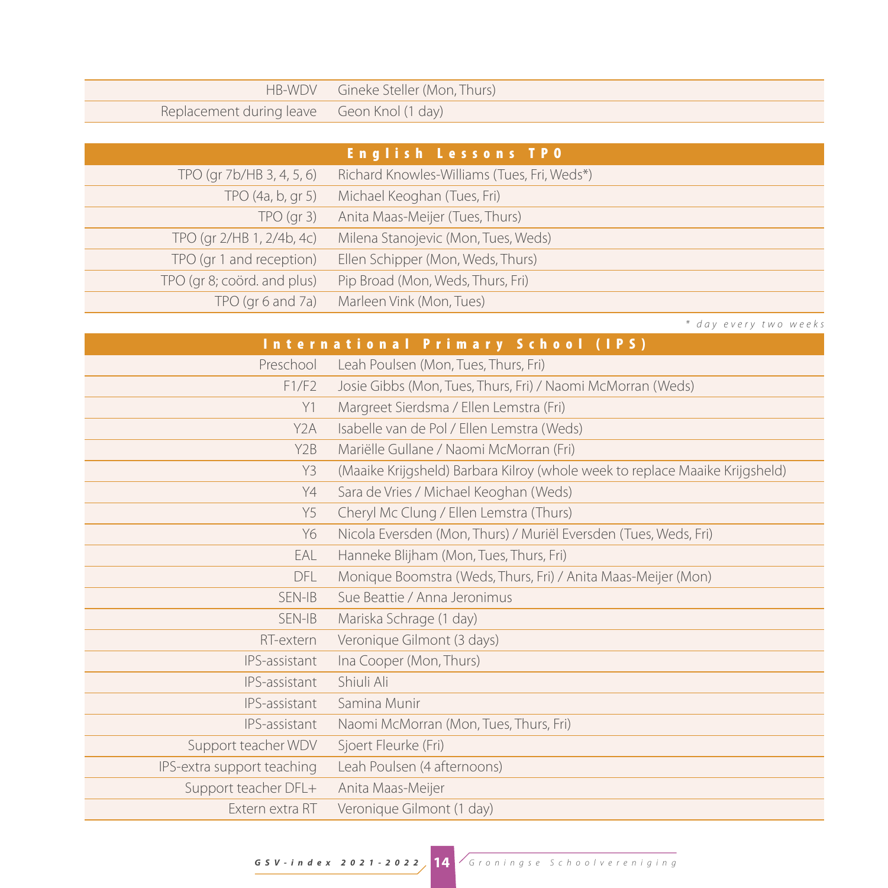| | |
|---|---|
| HB-WDV | Gineke Steller (Mon, Thurs) |
| Replacement during leave | Geon Knol (1 day) |

## English Lessons TPO

| | |
|---|---|
| TPO (gr 7b/HB 3, 4, 5, 6) | Richard Knowles-Williams (Tues, Fri, Weds*) |
| TPO (4a, b, gr 5) | Michael Keoghan (Tues, Fri) |
| TPO (gr 3) | Anita Maas-Meijer (Tues, Thurs) |
| TPO (gr 2/HB 1, 2/4b, 4c) | Milena Stanojevic (Mon, Tues, Weds) |
| TPO (gr 1 and reception) | Ellen Schipper (Mon, Weds, Thurs) |
| TPO (gr 8; coörd. and plus) | Pip Broad (Mon, Weds, Thurs, Fri) |
| TPO (gr 6 and 7a) | Marleen Vink (Mon, Tues) |

*\* day every two weeks*

## International Primary School (IPS)

| | |
|---|---|
| Preschool | Leah Poulsen (Mon, Tues, Thurs, Fri) |
| F1/F2 | Josie Gibbs (Mon, Tues, Thurs, Fri) / Naomi McMorran (Weds) |
| Y1 | Margreet Sierdsma / Ellen Lemstra (Fri) |
| Y2A | Isabelle van de Pol / Ellen Lemstra (Weds) |
| Y2B | Mariëlle Gullane / Naomi McMorran (Fri) |
| Y3 | (Maaike Krijgsheld) Barbara Kilroy (whole week to replace Maaike Krijgsheld) |
| Y4 | Sara de Vries / Michael Keoghan (Weds) |
| Y5 | Cheryl Mc Clung / Ellen Lemstra (Thurs) |
| Y6 | Nicola Eversden (Mon, Thurs) / Muriël Eversden (Tues, Weds, Fri) |
| EAL | Hanneke Blijham (Mon, Tues, Thurs, Fri) |
| DFL | Monique Boomstra (Weds, Thurs, Fri) / Anita Maas-Meijer (Mon) |
| SEN-IB | Sue Beattie / Anna Jeronimus |
| SEN-IB | Mariska Schrage (1 day) |
| RT-extern | Veronique Gilmont (3 days) |
| IPS-assistant | Ina Cooper (Mon, Thurs) |
| IPS-assistant | Shiuli Ali |
| IPS-assistant | Samina Munir |
| IPS-assistant | Naomi McMorran (Mon, Tues, Thurs, Fri) |
| Support teacher WDV | Sjoert Fleurke (Fri) |
| IPS-extra support teaching | Leah Poulsen (4 afternoons) |
| Support teacher DFL+ | Anita Maas-Meijer |
| Extern extra RT | Veronique Gilmont (1 day) |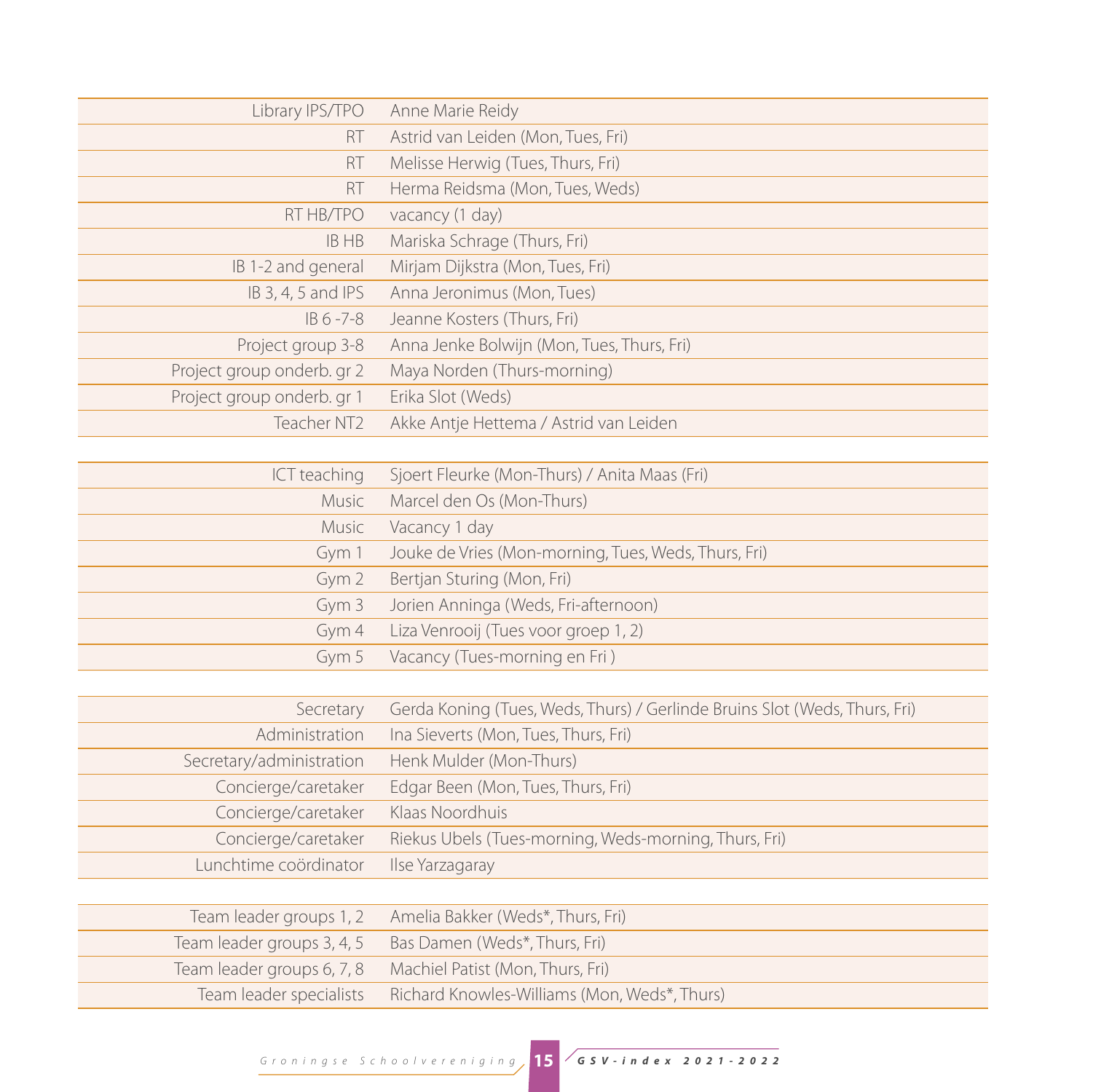| | |
|---|---|
| Library IPS/TPO | Anne Marie Reidy |
| RT | Astrid van Leiden (Mon, Tues, Fri) |
| RT | Melisse Herwig (Tues, Thurs, Fri) |
| RT | Herma Reidsma (Mon, Tues, Weds) |
| RT HB/TPO | vacancy (1 day) |
| IB HB | Mariska Schrage (Thurs, Fri) |
| IB 1-2 and general | Mirjam Dijkstra (Mon, Tues, Fri) |
| IB 3, 4, 5 and IPS | Anna Jeronimus (Mon, Tues) |
| IB 6 -7-8 | Jeanne Kosters (Thurs, Fri) |
| Project group 3-8 | Anna Jenke Bolwijn (Mon, Tues, Thurs, Fri) |
| Project group onderb. gr 2 | Maya Norden (Thurs-morning) |
| Project group onderb. gr 1 | Erika Slot (Weds) |
| Teacher NT2 | Akke Antje Hettema / Astrid van Leiden |

| | |
|---|---|
| ICT teaching | Sjoert Fleurke (Mon-Thurs) / Anita Maas (Fri) |
| Music | Marcel den Os (Mon-Thurs) |
| Music | Vacancy 1 day |
| Gym 1 | Jouke de Vries (Mon-morning, Tues, Weds, Thurs, Fri) |
| Gym 2 | Bertjan Sturing (Mon, Fri) |
| Gym 3 | Jorien Anninga (Weds, Fri-afternoon) |
| Gym 4 | Liza Venrooij (Tues voor groep 1, 2) |
| Gym 5 | Vacancy (Tues-morning en Fri ) |

| | |
|---|---|
| Secretary | Gerda Koning (Tues, Weds, Thurs) / Gerlinde Bruins Slot (Weds, Thurs, Fri) |
| Administration | Ina Sieverts (Mon, Tues, Thurs, Fri) |
| Secretary/administration | Henk Mulder (Mon-Thurs) |
| Concierge/caretaker | Edgar Been (Mon, Tues, Thurs, Fri) |
| Concierge/caretaker | Klaas Noordhuis |
| Concierge/caretaker | Riekus Ubels (Tues-morning, Weds-morning, Thurs, Fri) |
| Lunchtime coördinator | Ilse Yarzagaray |

| | |
|---|---|
| Team leader groups 1, 2 | Amelia Bakker (Weds*, Thurs, Fri) |
| Team leader groups 3, 4, 5 | Bas Damen (Weds*, Thurs, Fri) |
| Team leader groups 6, 7, 8 | Machiel Patist (Mon, Thurs, Fri) |
| Team leader specialists | Richard Knowles-Williams (Mon, Weds*, Thurs) |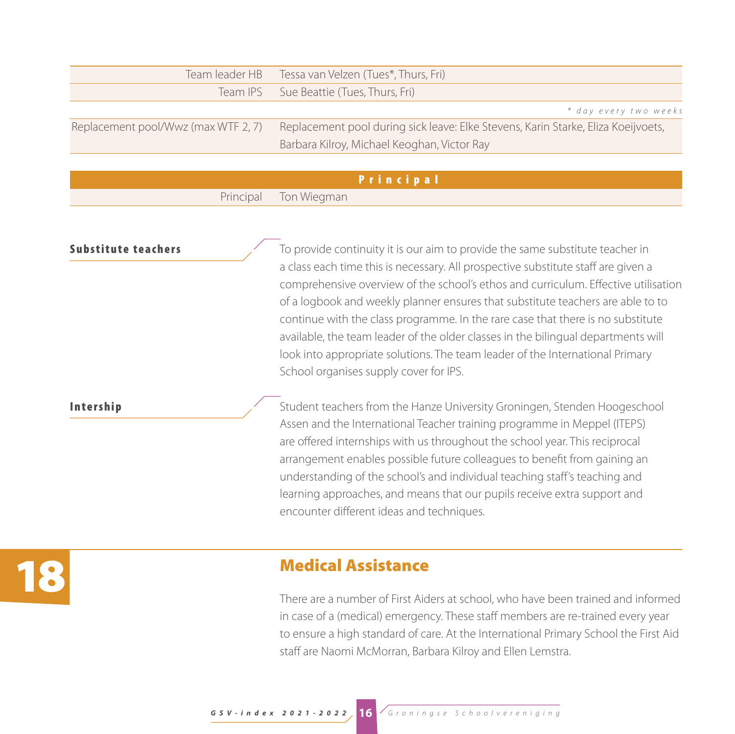| | |
|---|---|
| Team leader HB | Tessa van Velzen (Tues*, Thurs, Fri) |
| Team IPS | Sue Beattie (Tues, Thurs, Fri) |

*\* day every two weeks*

| | |
|---|---|
| Replacement pool/Wwz (max WTF 2, 7) | Replacement pool during sick leave: Elke Stevens, Karin Starke, Eliza Koeijvoets, Barbara Kilroy, Michael Keoghan, Victor Ray |

| **Principal** | |
|---|---|
| Principal | Ton Wiegman |

**Substitute teachers**

To provide continuity it is our aim to provide the same substitute teacher in a class each time this is necessary. All prospective substitute staff are given a comprehensive overview of the school's ethos and curriculum. Effective utilisation of a logbook and weekly planner ensures that substitute teachers are able to to continue with the class programme. In the rare case that there is no substitute available, the team leader of the older classes in the bilingual departments will look into appropriate solutions. The team leader of the International Primary School organises supply cover for IPS.

**Intership**

Student teachers from the Hanze University Groningen, Stenden Hoogeschool Assen and the International Teacher training programme in Meppel (ITEPS) are offered internships with us throughout the school year. This reciprocal arrangement enables possible future colleagues to benefit from gaining an understanding of the school's and individual teaching staff's teaching and learning approaches, and means that our pupils receive extra support and encounter different ideas and techniques.

## 18 Medical Assistance

There are a number of First Aiders at school, who have been trained and informed in case of a (medical) emergency. These staff members are re-trained every year to ensure a high standard of care. At the International Primary School the First Aid staff are Naomi McMorran, Barbara Kilroy and Ellen Lemstra.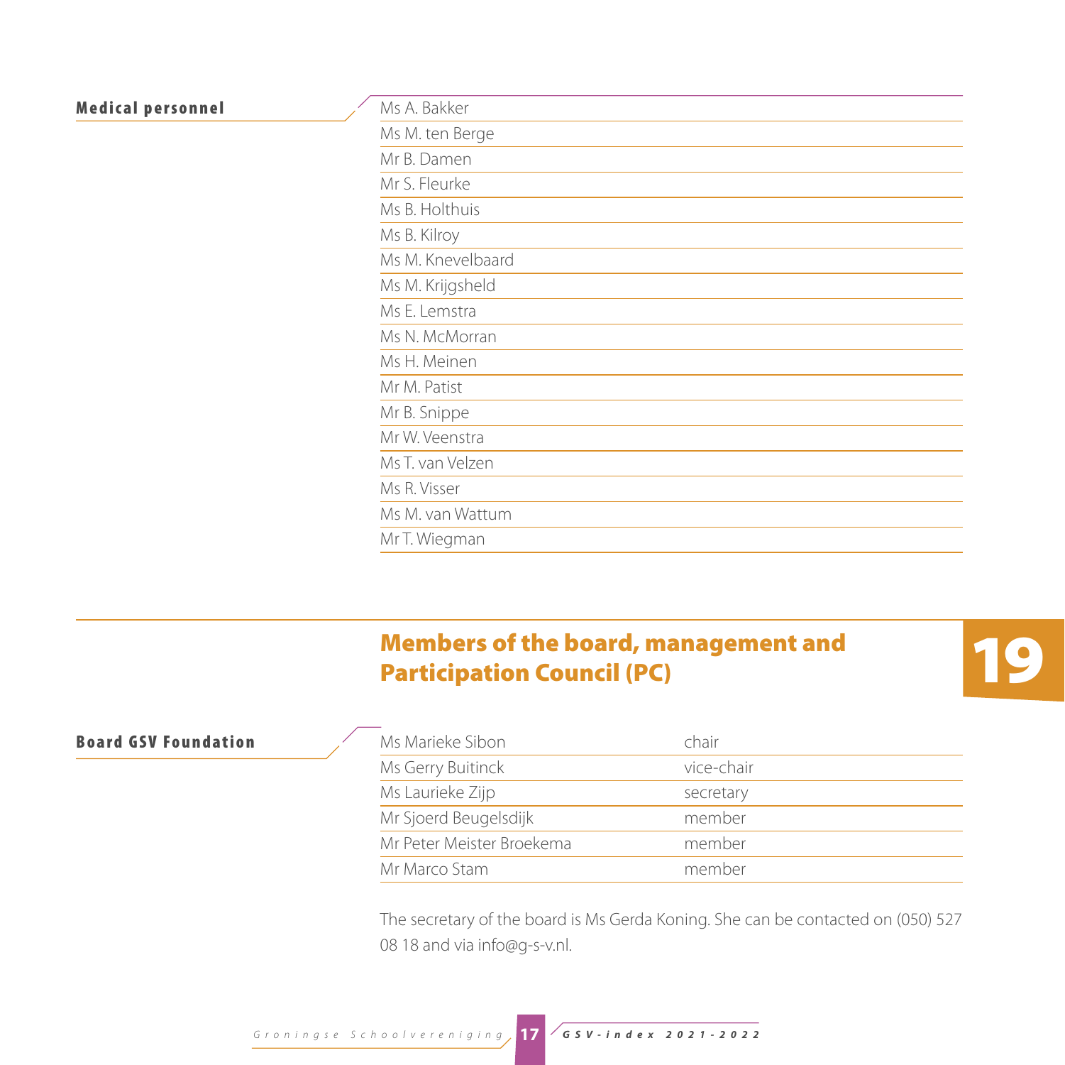**Medical personnel**

- Ms A. Bakker
- Ms M. ten Berge
- Mr B. Damen
- Mr S. Fleurke
- Ms B. Holthuis
- Ms B. Kilroy
- Ms M. Knevelbaard
- Ms M. Krijgsheld
- Ms E. Lemstra
- Ms N. McMorran
- Ms H. Meinen
- Mr M. Patist
- Mr B. Snippe
- Mr W. Veenstra
- Ms T. van Velzen
- Ms R. Visser
- Ms M. van Wattum
- Mr T. Wiegman

## 19 Members of the board, management and Participation Council (PC)

**Board GSV Foundation**

| | |
|---|---|
| Ms Marieke Sibon | chair |
| Ms Gerry Buitinck | vice-chair |
| Ms Laurieke Zijp | secretary |
| Mr Sjoerd Beugelsdijk | member |
| Mr Peter Meister Broekema | member |
| Mr Marco Stam | member |

The secretary of the board is Ms Gerda Koning. She can be contacted on (050) 527 08 18 and via info@g-s-v.nl.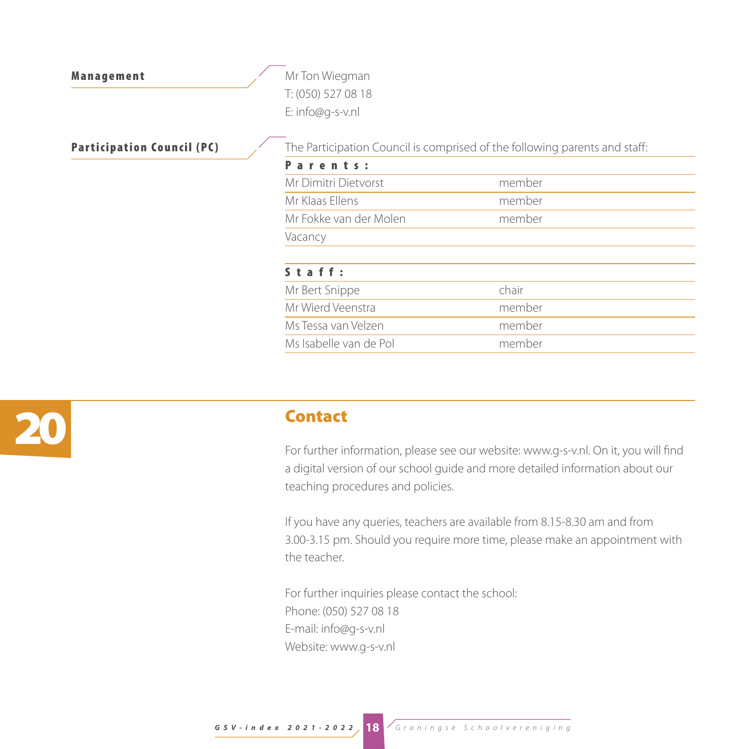**Management**

Mr Ton Wiegman
T: (050) 527 08 18
E: info@g-s-v.nl

**Participation Council (PC)**

The Participation Council is comprised of the following parents and staff:

| **Parents:** | |
|---|---|
| Mr Dimitri Dietvorst | member |
| Mr Klaas Ellens | member |
| Mr Fokke van der Molen | member |
| Vacancy | |

| **Staff:** | |
|---|---|
| Mr Bert Snippe | chair |
| Mr Wierd Veenstra | member |
| Ms Tessa van Velzen | member |
| Ms Isabelle van de Pol | member |

## 20 Contact

For further information, please see our website: www.g-s-v.nl. On it, you will find a digital version of our school guide and more detailed information about our teaching procedures and policies.

If you have any queries, teachers are available from 8.15-8.30 am and from 3.00-3.15 pm. Should you require more time, please make an appointment with the teacher.

For further inquiries please contact the school:
Phone: (050) 527 08 18
E-mail: info@g-s-v.nl
Website: www.g-s-v.nl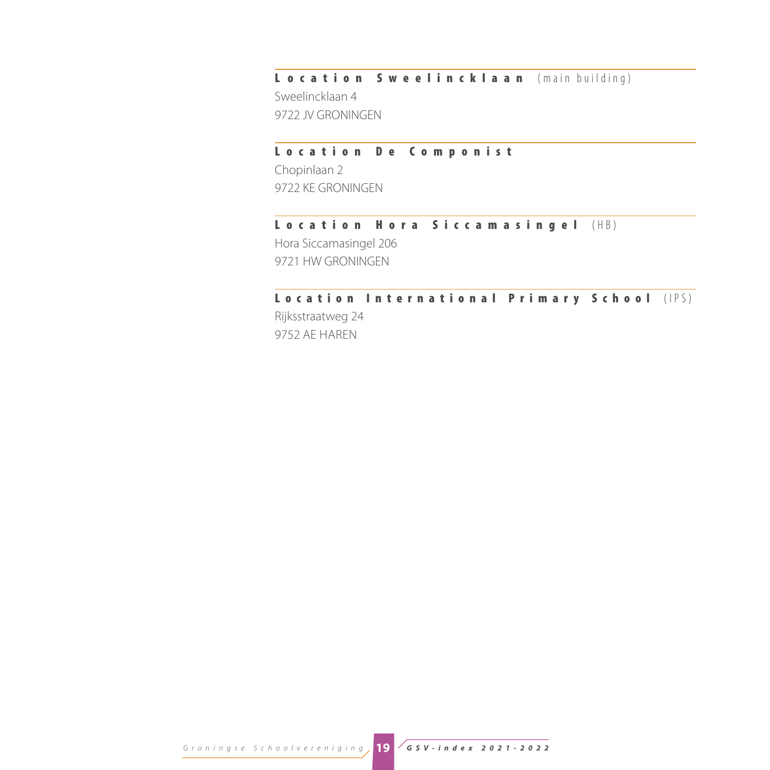### Location Sweelincklaan (main building)

Sweelincklaan 4
9722 JV GRONINGEN

### Location De Componist

Chopinlaan 2
9722 KE GRONINGEN

### Location Hora Siccamasingel (HB)

Hora Siccamasingel 206
9721 HW GRONINGEN

### Location International Primary School (IPS)

Rijksstraatweg 24
9752 AE HAREN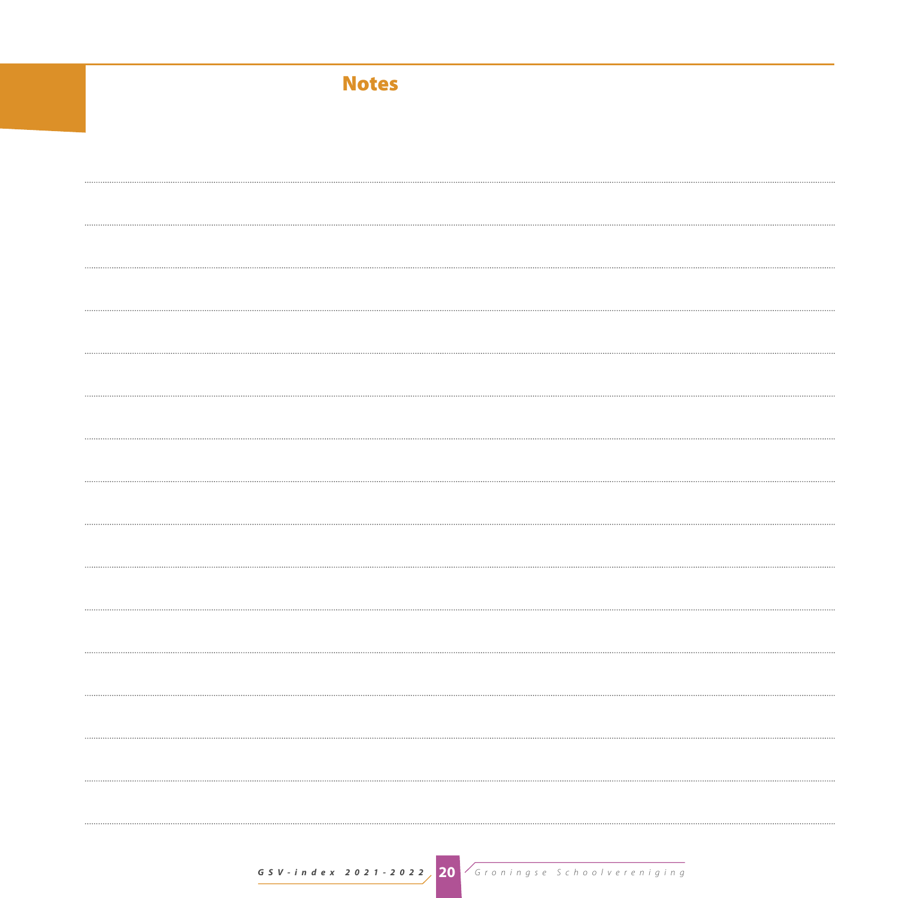# Notes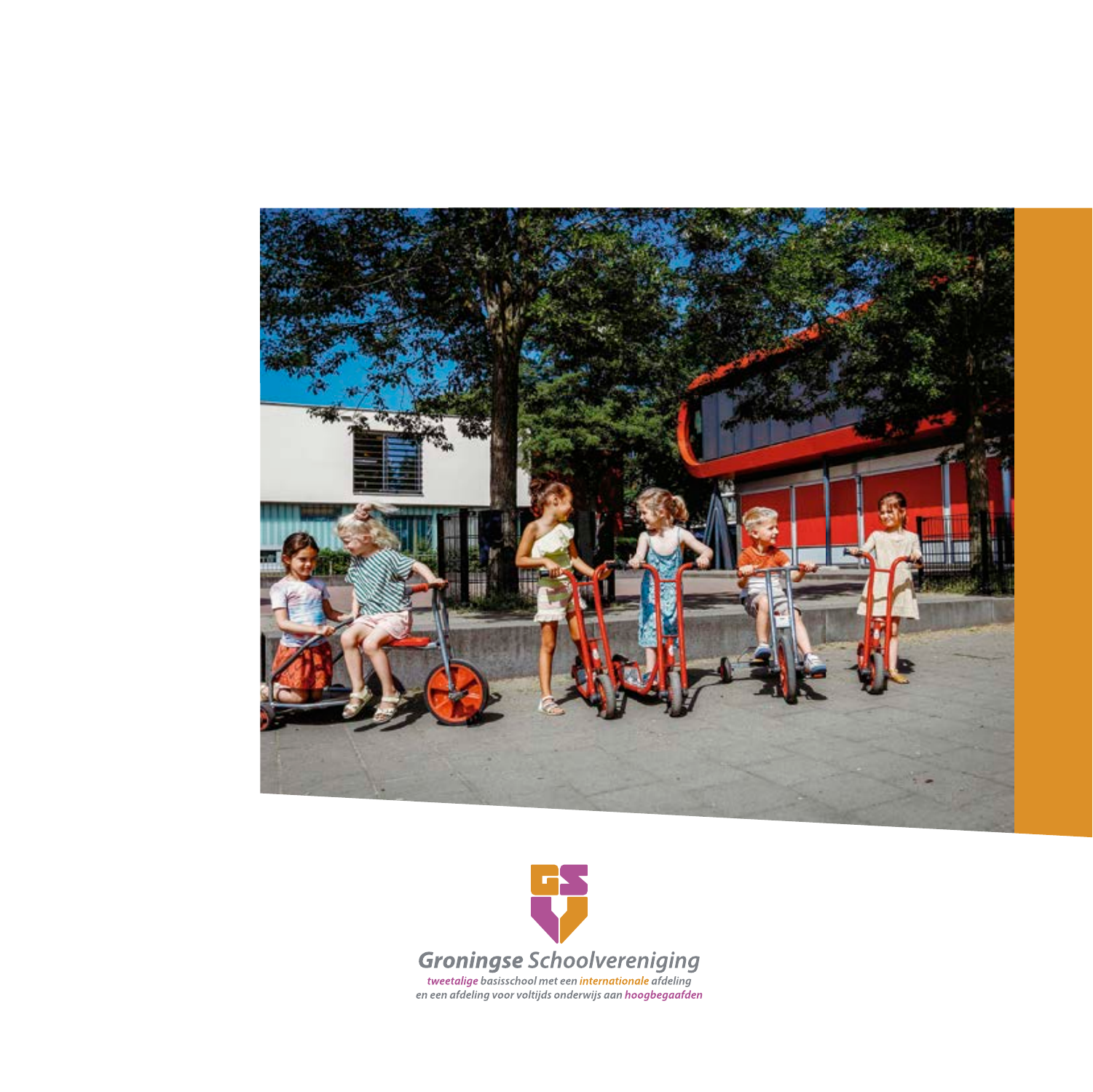**Groningse Schoolvereniging**

*tweetalige basisschool met een internationale afdeling*
*en een afdeling voor voltijds onderwijs aan hoogbegaafden*